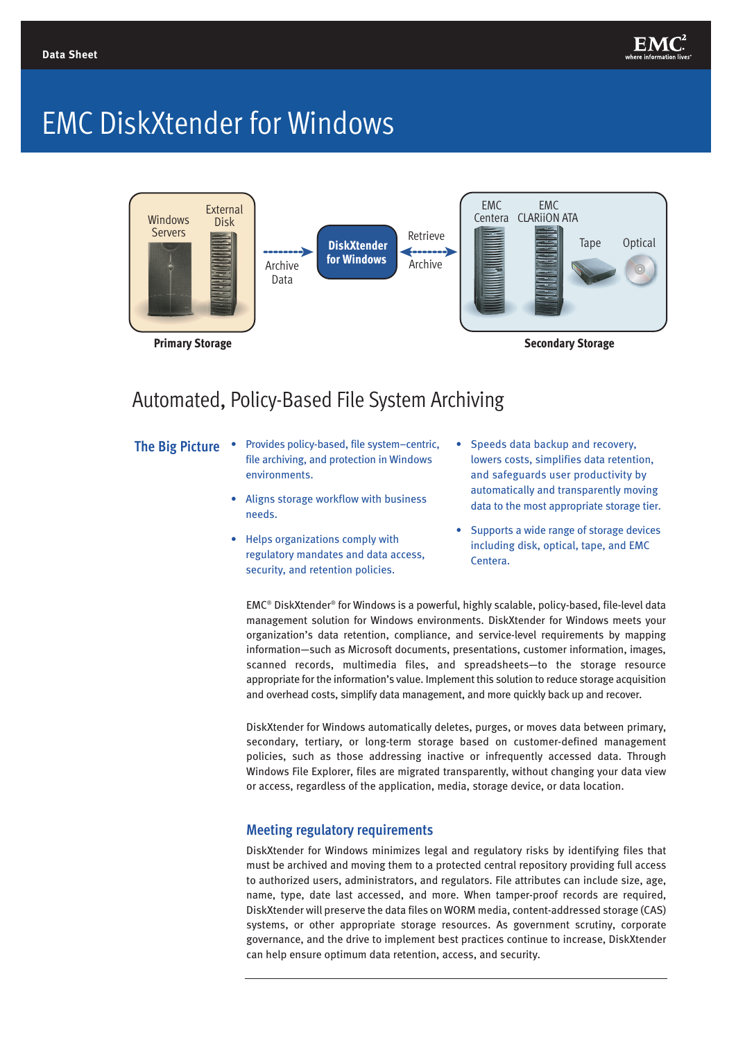Data Sheet

# EMC DiskXtender for Windows

Windows Servers | External Disk — Primary Storage

Archive Data → DiskXtender for Windows → Retrieve / Archive

EMC Centera | EMC CLARiiON ATA | Tape | Optical — Secondary Storage

## Automated, Policy-Based File System Archiving

### The Big Picture

- Provides policy-based, file system–centric, file archiving, and protection in Windows environments.
- Aligns storage workflow with business needs.
- Helps organizations comply with regulatory mandates and data access, security, and retention policies.
- Speeds data backup and recovery, lowers costs, simplifies data retention, and safeguards user productivity by automatically and transparently moving data to the most appropriate storage tier.
- Supports a wide range of storage devices including disk, optical, tape, and EMC Centera.

EMC® DiskXtender® for Windows is a powerful, highly scalable, policy-based, file-level data management solution for Windows environments. DiskXtender for Windows meets your organization's data retention, compliance, and service-level requirements by mapping information—such as Microsoft documents, presentations, customer information, images, scanned records, multimedia files, and spreadsheets—to the storage resource appropriate for the information's value. Implement this solution to reduce storage acquisition and overhead costs, simplify data management, and more quickly back up and recover.

DiskXtender for Windows automatically deletes, purges, or moves data between primary, secondary, tertiary, or long-term storage based on customer-defined management policies, such as those addressing inactive or infrequently accessed data. Through Windows File Explorer, files are migrated transparently, without changing your data view or access, regardless of the application, media, storage device, or data location.

### Meeting regulatory requirements

DiskXtender for Windows minimizes legal and regulatory risks by identifying files that must be archived and moving them to a protected central repository providing full access to authorized users, administrators, and regulators. File attributes can include size, age, name, type, date last accessed, and more. When tamper-proof records are required, DiskXtender will preserve the data files on WORM media, content-addressed storage (CAS) systems, or other appropriate storage resources. As government scrutiny, corporate governance, and the drive to implement best practices continue to increase, DiskXtender can help ensure optimum data retention, access, and security.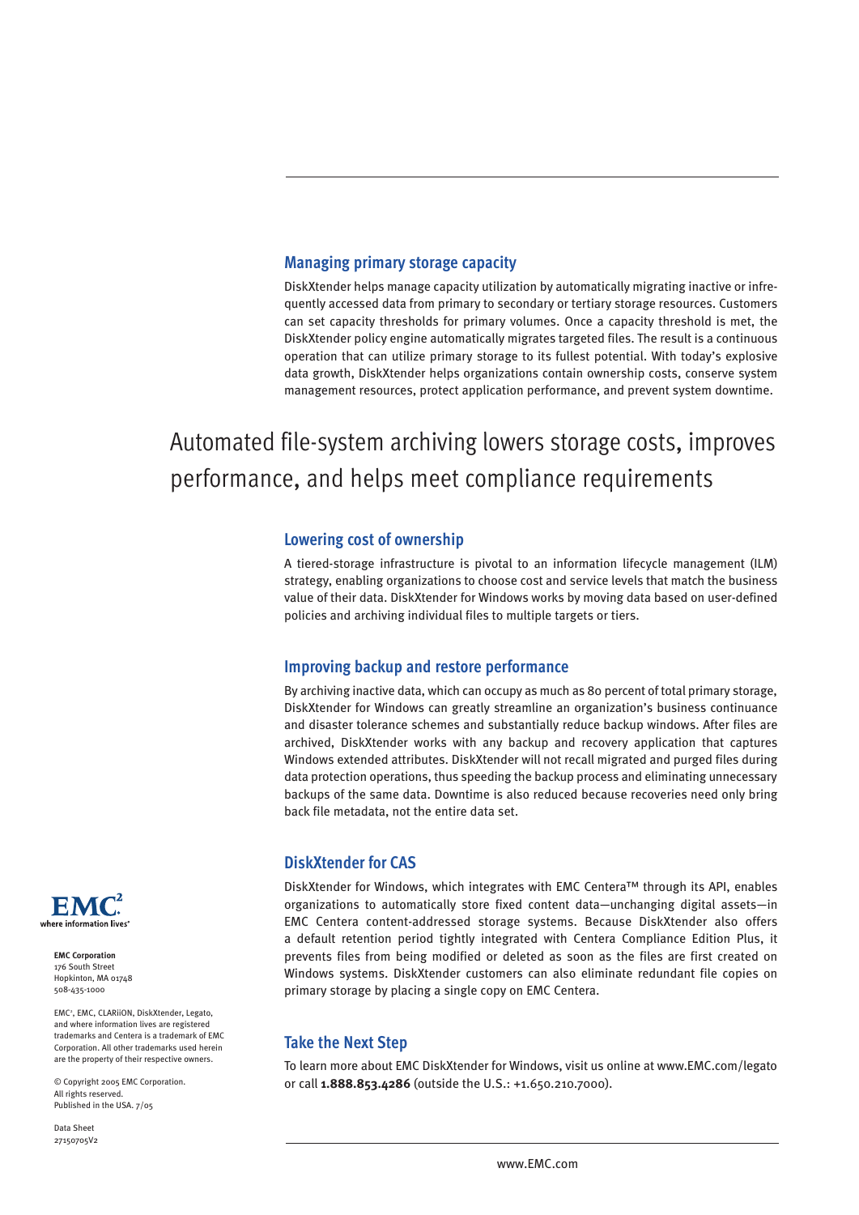## Managing primary storage capacity

DiskXtender helps manage capacity utilization by automatically migrating inactive or infrequently accessed data from primary to secondary or tertiary storage resources. Customers can set capacity thresholds for primary volumes. Once a capacity threshold is met, the DiskXtender policy engine automatically migrates targeted files. The result is a continuous operation that can utilize primary storage to its fullest potential. With today's explosive data growth, DiskXtender helps organizations contain ownership costs, conserve system management resources, protect application performance, and prevent system downtime.

# Automated file-system archiving lowers storage costs, improves performance, and helps meet compliance requirements

## Lowering cost of ownership

A tiered-storage infrastructure is pivotal to an information lifecycle management (ILM) strategy, enabling organizations to choose cost and service levels that match the business value of their data. DiskXtender for Windows works by moving data based on user-defined policies and archiving individual files to multiple targets or tiers.

## Improving backup and restore performance

By archiving inactive data, which can occupy as much as 80 percent of total primary storage, DiskXtender for Windows can greatly streamline an organization's business continuance and disaster tolerance schemes and substantially reduce backup windows. After files are archived, DiskXtender works with any backup and recovery application that captures Windows extended attributes. DiskXtender will not recall migrated and purged files during data protection operations, thus speeding the backup process and eliminating unnecessary backups of the same data. Downtime is also reduced because recoveries need only bring back file metadata, not the entire data set.

## DiskXtender for CAS

DiskXtender for Windows, which integrates with EMC Centera™ through its API, enables organizations to automatically store fixed content data—unchanging digital assets—in EMC Centera content-addressed storage systems. Because DiskXtender also offers a default retention period tightly integrated with Centera Compliance Edition Plus, it prevents files from being modified or deleted as soon as the files are first created on Windows systems. DiskXtender customers can also eliminate redundant file copies on primary storage by placing a single copy on EMC Centera.

## Take the Next Step

To learn more about EMC DiskXtender for Windows, visit us online at www.EMC.com/legato or call **1.888.853.4286** (outside the U.S.: +1.650.210.7000).

EMC[2]
where information lives®

**EMC Corporation**
176 South Street
Hopkinton, MA 01748
508-435-1000

EMC[2], EMC, CLARiiON, DiskXtender, Legato, and where information lives are registered trademarks and Centera is a trademark of EMC Corporation. All other trademarks used herein are the property of their respective owners.

© Copyright 2005 EMC Corporation.
All rights reserved.
Published in the USA. 7/05

Data Sheet
27150705V2

www.EMC.com